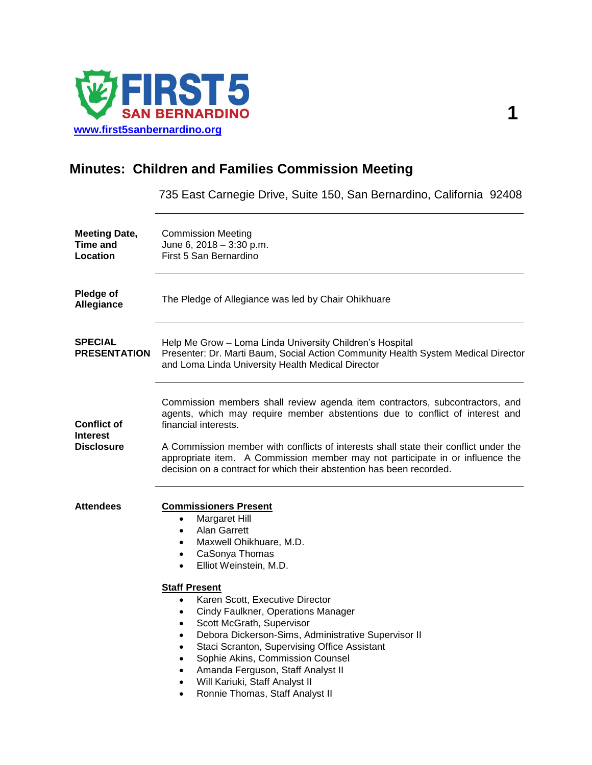FIRST 5 SAN BERNARDINO

www.first5sanbernardino.org

# Minutes: Children and Families Commission Meeting

735 East Carnegie Drive, Suite 150, San Bernardino, California 92408

**Meeting Date, Time and Location**

Commission Meeting
June 6, 2018 – 3:30 p.m.
First 5 San Bernardino

**Pledge of Allegiance**

The Pledge of Allegiance was led by Chair Ohikhuare

**SPECIAL PRESENTATION**

Help Me Grow – Loma Linda University Children's Hospital
Presenter: Dr. Marti Baum, Social Action Community Health System Medical Director and Loma Linda University Health Medical Director

**Conflict of Interest Disclosure**

Commission members shall review agenda item contractors, subcontractors, and agents, which may require member abstentions due to conflict of interest and financial interests.

A Commission member with conflicts of interests shall state their conflict under the appropriate item. A Commission member may not participate in or influence the decision on a contract for which their abstention has been recorded.

**Attendees**

**Commissioners Present**

- Margaret Hill
- Alan Garrett
- Maxwell Ohikhuare, M.D.
- CaSonya Thomas
- Elliot Weinstein, M.D.

**Staff Present**

- Karen Scott, Executive Director
- Cindy Faulkner, Operations Manager
- Scott McGrath, Supervisor
- Debora Dickerson-Sims, Administrative Supervisor II
- Staci Scranton, Supervising Office Assistant
- Sophie Akins, Commission Counsel
- Amanda Ferguson, Staff Analyst II
- Will Kariuki, Staff Analyst II
- Ronnie Thomas, Staff Analyst II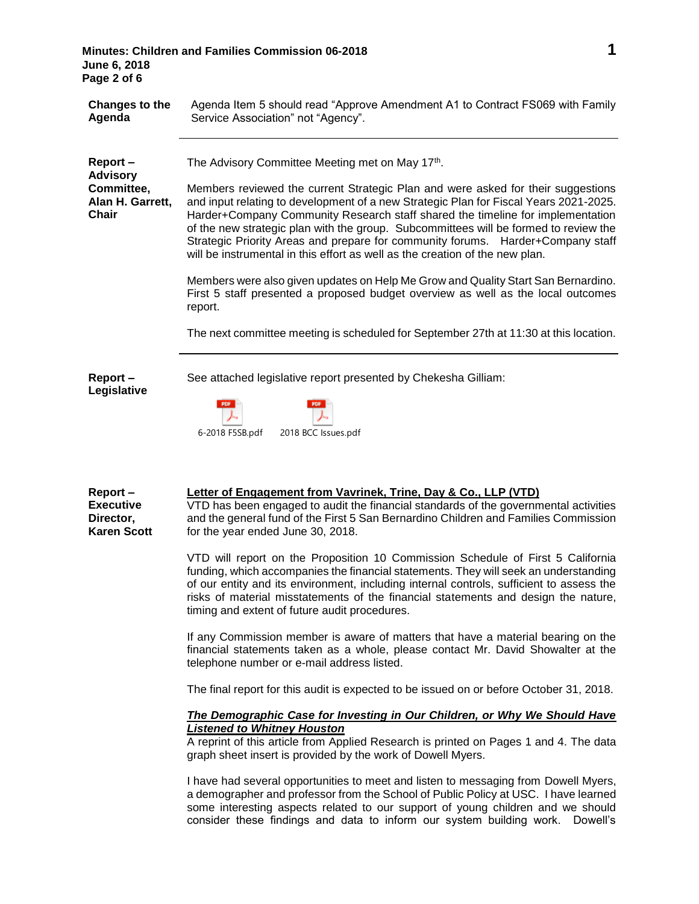**Changes to the Agenda**

Agenda Item 5 should read "Approve Amendment A1 to Contract FS069 with Family Service Association" not "Agency".

---

**Report – Advisory Committee, Alan H. Garrett, Chair**

The Advisory Committee Meeting met on May 17th.

Members reviewed the current Strategic Plan and were asked for their suggestions and input relating to development of a new Strategic Plan for Fiscal Years 2021-2025. Harder+Company Community Research staff shared the timeline for implementation of the new strategic plan with the group. Subcommittees will be formed to review the Strategic Priority Areas and prepare for community forums. Harder+Company staff will be instrumental in this effort as well as the creation of the new plan.

Members were also given updates on Help Me Grow and Quality Start San Bernardino. First 5 staff presented a proposed budget overview as well as the local outcomes report.

The next committee meeting is scheduled for September 27th at 11:30 at this location.

---

**Report – Legislative**

See attached legislative report presented by Chekesha Gilliam:

6-2018 F5SB.pdf

2018 BCC Issues.pdf

**Report – Executive Director, Karen Scott**

**Letter of Engagement from Vavrinek, Trine, Day & Co., LLP (VTD)**

VTD has been engaged to audit the financial standards of the governmental activities and the general fund of the First 5 San Bernardino Children and Families Commission for the year ended June 30, 2018.

VTD will report on the Proposition 10 Commission Schedule of First 5 California funding, which accompanies the financial statements. They will seek an understanding of our entity and its environment, including internal controls, sufficient to assess the risks of material misstatements of the financial statements and design the nature, timing and extent of future audit procedures.

If any Commission member is aware of matters that have a material bearing on the financial statements taken as a whole, please contact Mr. David Showalter at the telephone number or e-mail address listed.

The final report for this audit is expected to be issued on or before October 31, 2018.

***The Demographic Case for Investing in Our Children, or Why We Should Have Listened to Whitney Houston***

A reprint of this article from Applied Research is printed on Pages 1 and 4. The data graph sheet insert is provided by the work of Dowell Myers.

I have had several opportunities to meet and listen to messaging from Dowell Myers, a demographer and professor from the School of Public Policy at USC. I have learned some interesting aspects related to our support of young children and we should consider these findings and data to inform our system building work. Dowell's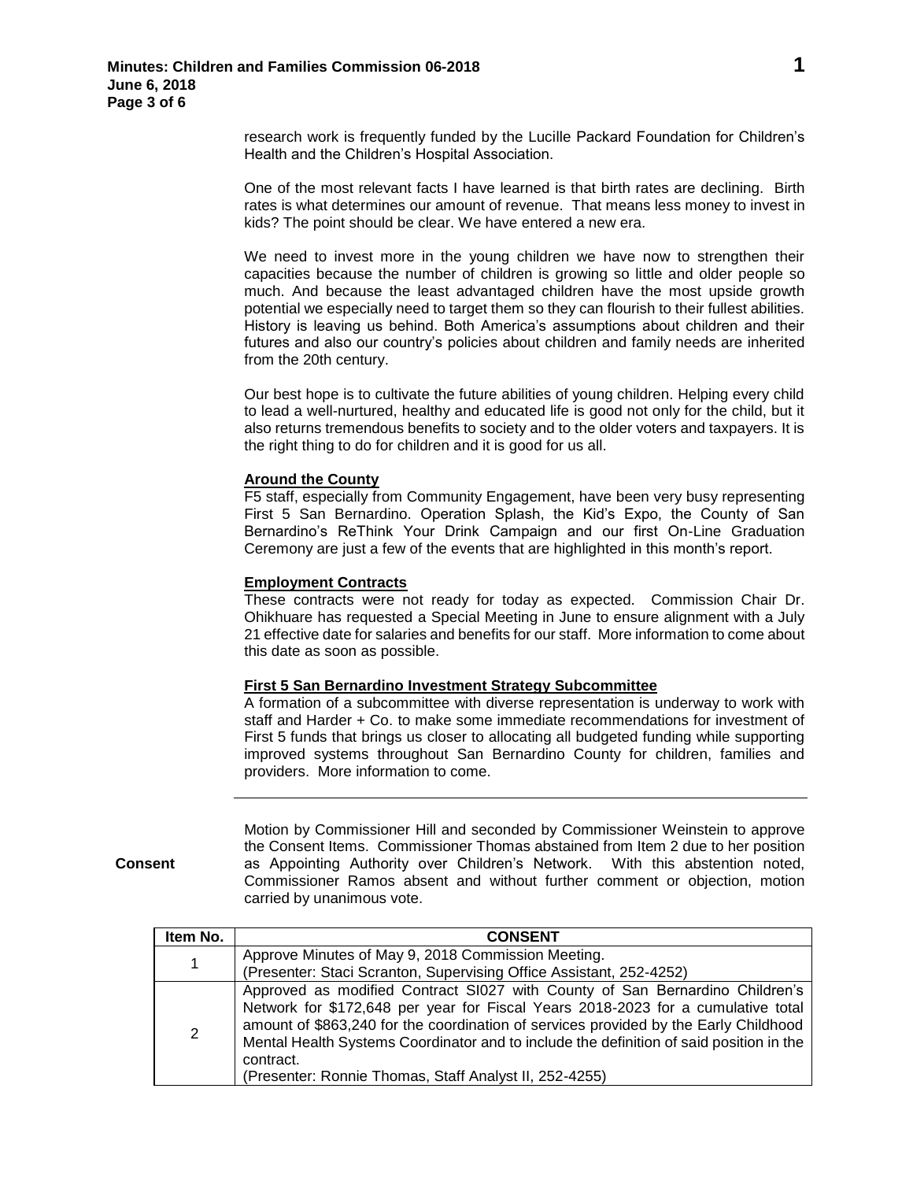research work is frequently funded by the Lucille Packard Foundation for Children's Health and the Children's Hospital Association.

One of the most relevant facts I have learned is that birth rates are declining. Birth rates is what determines our amount of revenue. That means less money to invest in kids? The point should be clear. We have entered a new era.

We need to invest more in the young children we have now to strengthen their capacities because the number of children is growing so little and older people so much. And because the least advantaged children have the most upside growth potential we especially need to target them so they can flourish to their fullest abilities. History is leaving us behind. Both America's assumptions about children and their futures and also our country's policies about children and family needs are inherited from the 20th century.

Our best hope is to cultivate the future abilities of young children. Helping every child to lead a well-nurtured, healthy and educated life is good not only for the child, but it also returns tremendous benefits to society and to the older voters and taxpayers. It is the right thing to do for children and it is good for us all.

**Around the County**

F5 staff, especially from Community Engagement, have been very busy representing First 5 San Bernardino. Operation Splash, the Kid's Expo, the County of San Bernardino's ReThink Your Drink Campaign and our first On-Line Graduation Ceremony are just a few of the events that are highlighted in this month's report.

**Employment Contracts**

These contracts were not ready for today as expected. Commission Chair Dr. Ohikhuare has requested a Special Meeting in June to ensure alignment with a July 21 effective date for salaries and benefits for our staff. More information to come about this date as soon as possible.

**First 5 San Bernardino Investment Strategy Subcommittee**

A formation of a subcommittee with diverse representation is underway to work with staff and Harder + Co. to make some immediate recommendations for investment of First 5 funds that brings us closer to allocating all budgeted funding while supporting improved systems throughout San Bernardino County for children, families and providers. More information to come.

---

**Consent**

Motion by Commissioner Hill and seconded by Commissioner Weinstein to approve the Consent Items. Commissioner Thomas abstained from Item 2 due to her position as Appointing Authority over Children's Network. With this abstention noted, Commissioner Ramos absent and without further comment or objection, motion carried by unanimous vote.

| Item No. | CONSENT |
|---|---|
| 1 | Approve Minutes of May 9, 2018 Commission Meeting.<br>(Presenter: Staci Scranton, Supervising Office Assistant, 252-4252) |
| 2 | Approved as modified Contract SI027 with County of San Bernardino Children's Network for $172,648 per year for Fiscal Years 2018-2023 for a cumulative total amount of $863,240 for the coordination of services provided by the Early Childhood Mental Health Systems Coordinator and to include the definition of said position in the contract.<br>(Presenter: Ronnie Thomas, Staff Analyst II, 252-4255) |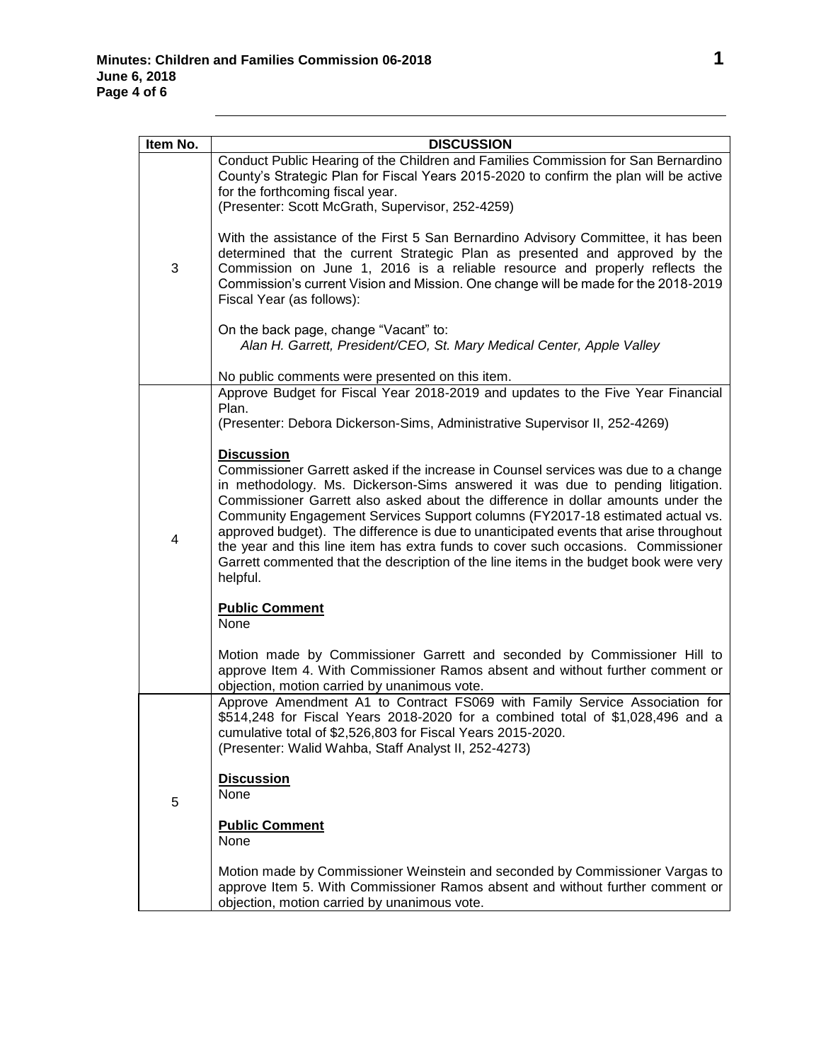| Item No. | DISCUSSION |
|---|---|
| 3 | Conduct Public Hearing of the Children and Families Commission for San Bernardino County's Strategic Plan for Fiscal Years 2015-2020 to confirm the plan will be active for the forthcoming fiscal year.<br>(Presenter: Scott McGrath, Supervisor, 252-4259)<br><br>With the assistance of the First 5 San Bernardino Advisory Committee, it has been determined that the current Strategic Plan as presented and approved by the Commission on June 1, 2016 is a reliable resource and properly reflects the Commission's current Vision and Mission. One change will be made for the 2018-2019 Fiscal Year (as follows):<br><br>On the back page, change "Vacant" to:<br>*Alan H. Garrett, President/CEO, St. Mary Medical Center, Apple Valley*<br><br>No public comments were presented on this item. |
| 4 | Approve Budget for Fiscal Year 2018-2019 and updates to the Five Year Financial Plan.<br>(Presenter: Debora Dickerson-Sims, Administrative Supervisor II, 252-4269)<br><br>**Discussion**<br>Commissioner Garrett asked if the increase in Counsel services was due to a change in methodology. Ms. Dickerson-Sims answered it was due to pending litigation. Commissioner Garrett also asked about the difference in dollar amounts under the Community Engagement Services Support columns (FY2017-18 estimated actual vs. approved budget). The difference is due to unanticipated events that arise throughout the year and this line item has extra funds to cover such occasions. Commissioner Garrett commented that the description of the line items in the budget book were very helpful.<br><br>**Public Comment**<br>None<br><br>Motion made by Commissioner Garrett and seconded by Commissioner Hill to approve Item 4. With Commissioner Ramos absent and without further comment or objection, motion carried by unanimous vote. |
| 5 | Approve Amendment A1 to Contract FS069 with Family Service Association for $514,248 for Fiscal Years 2018-2020 for a combined total of $1,028,496 and a cumulative total of $2,526,803 for Fiscal Years 2015-2020.<br>(Presenter: Walid Wahba, Staff Analyst II, 252-4273)<br><br>**Discussion**<br>None<br><br>**Public Comment**<br>None<br><br>Motion made by Commissioner Weinstein and seconded by Commissioner Vargas to approve Item 5. With Commissioner Ramos absent and without further comment or objection, motion carried by unanimous vote. |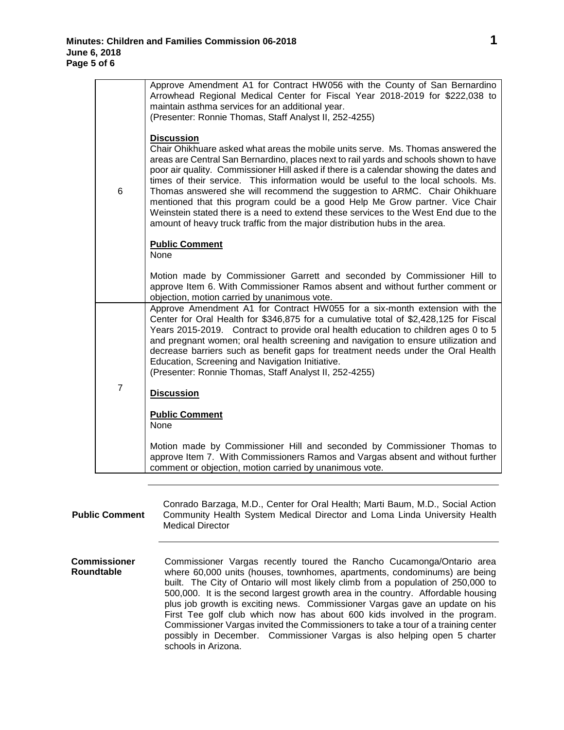| | |
|---|---|
| 6 | Approve Amendment A1 for Contract HW056 with the County of San Bernardino Arrowhead Regional Medical Center for Fiscal Year 2018-2019 for $222,038 to maintain asthma services for an additional year.<br>(Presenter: Ronnie Thomas, Staff Analyst II, 252-4255)<br><br>**Discussion**<br>Chair Ohikhuare asked what areas the mobile units serve. Ms. Thomas answered the areas are Central San Bernardino, places next to rail yards and schools shown to have poor air quality. Commissioner Hill asked if there is a calendar showing the dates and times of their service. This information would be useful to the local schools. Ms. Thomas answered she will recommend the suggestion to ARMC. Chair Ohikhuare mentioned that this program could be a good Help Me Grow partner. Vice Chair Weinstein stated there is a need to extend these services to the West End due to the amount of heavy truck traffic from the major distribution hubs in the area.<br><br>**Public Comment**<br>None<br><br>Motion made by Commissioner Garrett and seconded by Commissioner Hill to approve Item 6. With Commissioner Ramos absent and without further comment or objection, motion carried by unanimous vote. |
| 7 | Approve Amendment A1 for Contract HW055 for a six-month extension with the Center for Oral Health for $346,875 for a cumulative total of $2,428,125 for Fiscal Years 2015-2019. Contract to provide oral health education to children ages 0 to 5 and pregnant women; oral health screening and navigation to ensure utilization and decrease barriers such as benefit gaps for treatment needs under the Oral Health Education, Screening and Navigation Initiative.<br>(Presenter: Ronnie Thomas, Staff Analyst II, 252-4255)<br><br>**Discussion**<br><br>**Public Comment**<br>None<br><br>Motion made by Commissioner Hill and seconded by Commissioner Thomas to approve Item 7. With Commissioners Ramos and Vargas absent and without further comment or objection, motion carried by unanimous vote. |

**Public Comment**

Conrado Barzaga, M.D., Center for Oral Health; Marti Baum, M.D., Social Action Community Health System Medical Director and Loma Linda University Health Medical Director

**Commissioner Roundtable**

Commissioner Vargas recently toured the Rancho Cucamonga/Ontario area where 60,000 units (houses, townhomes, apartments, condominums) are being built. The City of Ontario will most likely climb from a population of 250,000 to 500,000. It is the second largest growth area in the country. Affordable housing plus job growth is exciting news. Commissioner Vargas gave an update on his First Tee golf club which now has about 600 kids involved in the program. Commissioner Vargas invited the Commissioners to take a tour of a training center possibly in December. Commissioner Vargas is also helping open 5 charter schools in Arizona.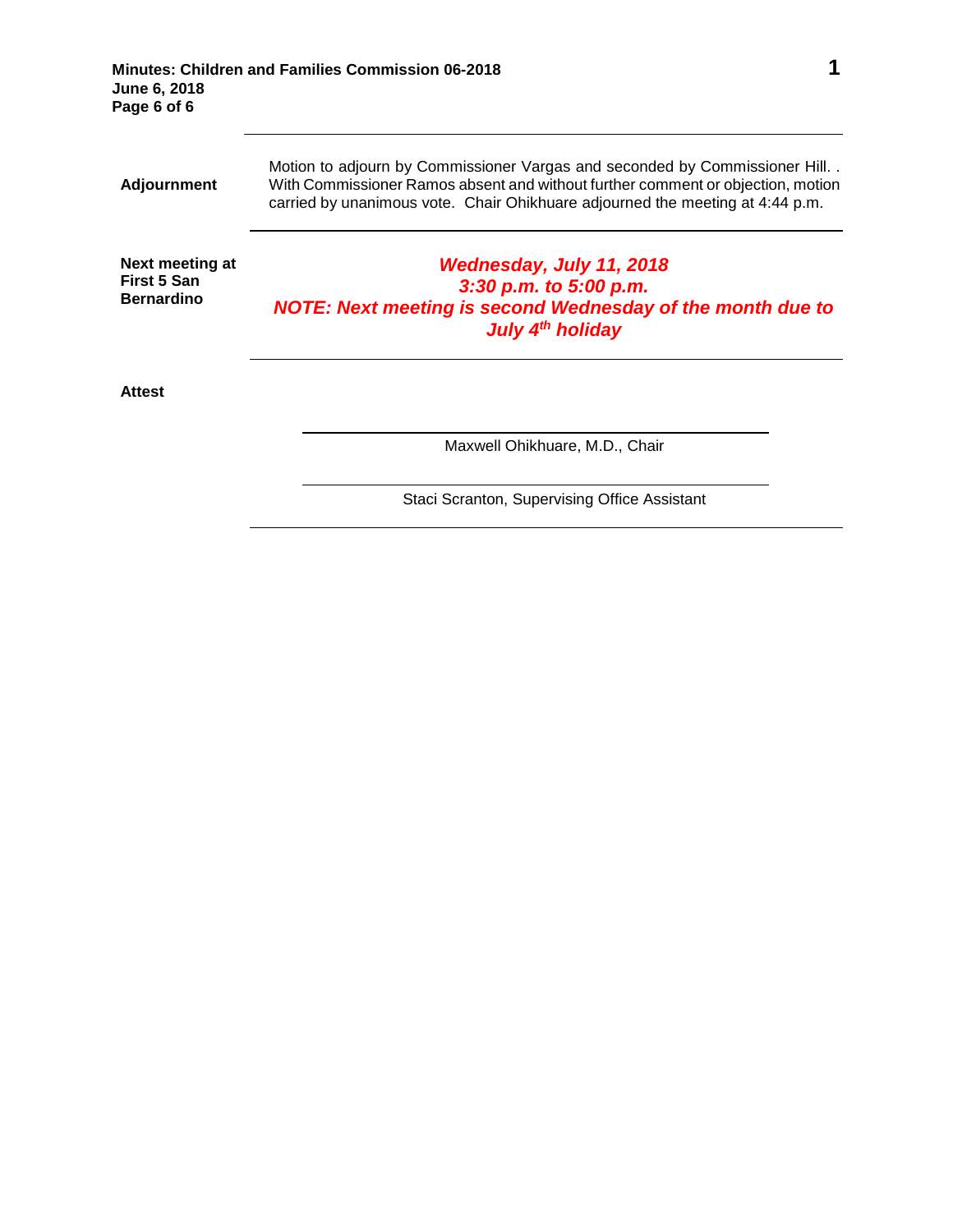| | |
|---|---|
| **Adjournment** | Motion to adjourn by Commissioner Vargas and seconded by Commissioner Hill. . With Commissioner Ramos absent and without further comment or objection, motion carried by unanimous vote. Chair Ohikhuare adjourned the meeting at 4:44 p.m. |
| **Next meeting at First 5 San Bernardino** | ***Wednesday, July 11, 2018***<br>***3:30 p.m. to 5:00 p.m.***<br>***NOTE: Next meeting is second Wednesday of the month due to July 4th holiday*** |
| **Attest** | |

Maxwell Ohikhuare, M.D., Chair

Staci Scranton, Supervising Office Assistant